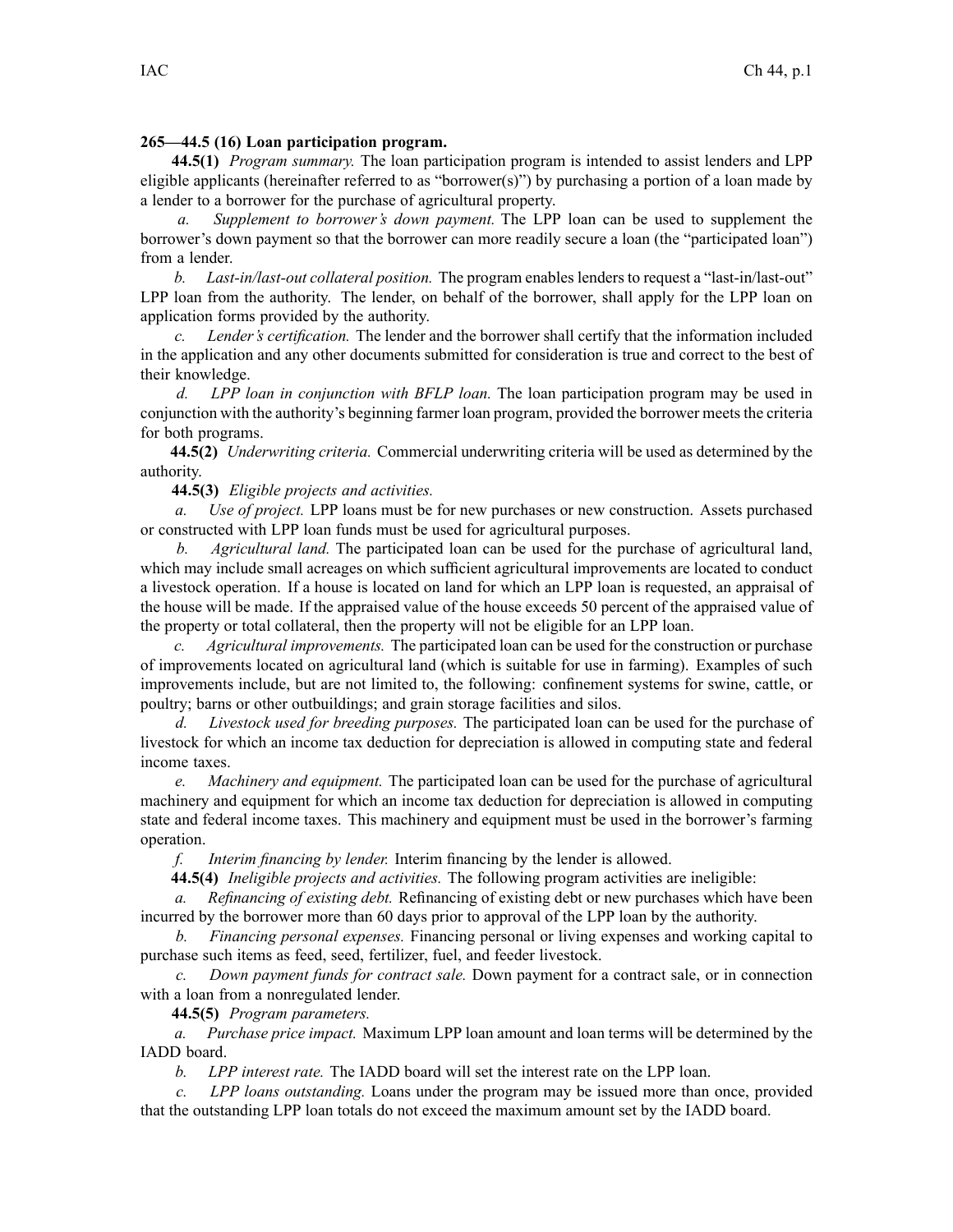**265—44.5 (16) Loan participation program.**

**44.5(1)** *Program summary.* The loan participation program is intended to assist lenders and LPP eligible applicants (hereinafter referred to as "borrower(s)") by purchasing a portion of a loan made by a lender to a borrower for the purchase of agricultural property.

*a. Supplement to borrower's down payment.* The LPP loan can be used to supplement the borrower's down payment so that the borrower can more readily secure a loan (the "participated loan") from a lender.

*b. Last-in/last-out collateral position.* The program enables lenders to request a "last-in/last-out" LPP loan from the authority. The lender, on behalf of the borrower, shall apply for the LPP loan on application forms provided by the authority.

*c. Lender's certification.* The lender and the borrower shall certify that the information included in the application and any other documents submitted for consideration is true and correct to the best of their knowledge.

*d. LPP loan in conjunction with BFLP loan.* The loan participation program may be used in conjunction with the authority's beginning farmer loan program, provided the borrower meets the criteria for both programs.

**44.5(2)** *Underwriting criteria.* Commercial underwriting criteria will be used as determined by the authority.

**44.5(3)** *Eligible projects and activities.*

*a. Use of project.* LPP loans must be for new purchases or new construction. Assets purchased or constructed with LPP loan funds must be used for agricultural purposes.

*b. Agricultural land.* The participated loan can be used for the purchase of agricultural land, which may include small acreages on which sufficient agricultural improvements are located to conduct a livestock operation. If a house is located on land for which an LPP loan is requested, an appraisal of the house will be made. If the appraised value of the house exceeds 50 percent of the appraised value of the property or total collateral, then the property will not be eligible for an LPP loan.

*c. Agricultural improvements.* The participated loan can be used for the construction or purchase of improvements located on agricultural land (which is suitable for use in farming). Examples of such improvements include, but are not limited to, the following: confinement systems for swine, cattle, or poultry; barns or other outbuildings; and grain storage facilities and silos.

*d. Livestock used for breeding purposes.* The participated loan can be used for the purchase of livestock for which an income tax deduction for depreciation is allowed in computing state and federal income taxes.

*e. Machinery and equipment.* The participated loan can be used for the purchase of agricultural machinery and equipment for which an income tax deduction for depreciation is allowed in computing state and federal income taxes. This machinery and equipment must be used in the borrower's farming operation.

*f. Interim financing by lender.* Interim financing by the lender is allowed.

**44.5(4)** *Ineligible projects and activities.* The following program activities are ineligible:

*a. Refinancing of existing debt.* Refinancing of existing debt or new purchases which have been incurred by the borrower more than 60 days prior to approval of the LPP loan by the authority.

*b. Financing personal expenses.* Financing personal or living expenses and working capital to purchase such items as feed, seed, fertilizer, fuel, and feeder livestock.

*c. Down payment funds for contract sale.* Down payment for a contract sale, or in connection with a loan from a nonregulated lender.

**44.5(5)** *Program parameters.*

*a. Purchase price impact.* Maximum LPP loan amount and loan terms will be determined by the IADD board.

*b. LPP interest rate.* The IADD board will set the interest rate on the LPP loan.

*c. LPP loans outstanding.* Loans under the program may be issued more than once, provided that the outstanding LPP loan totals do not exceed the maximum amount set by the IADD board.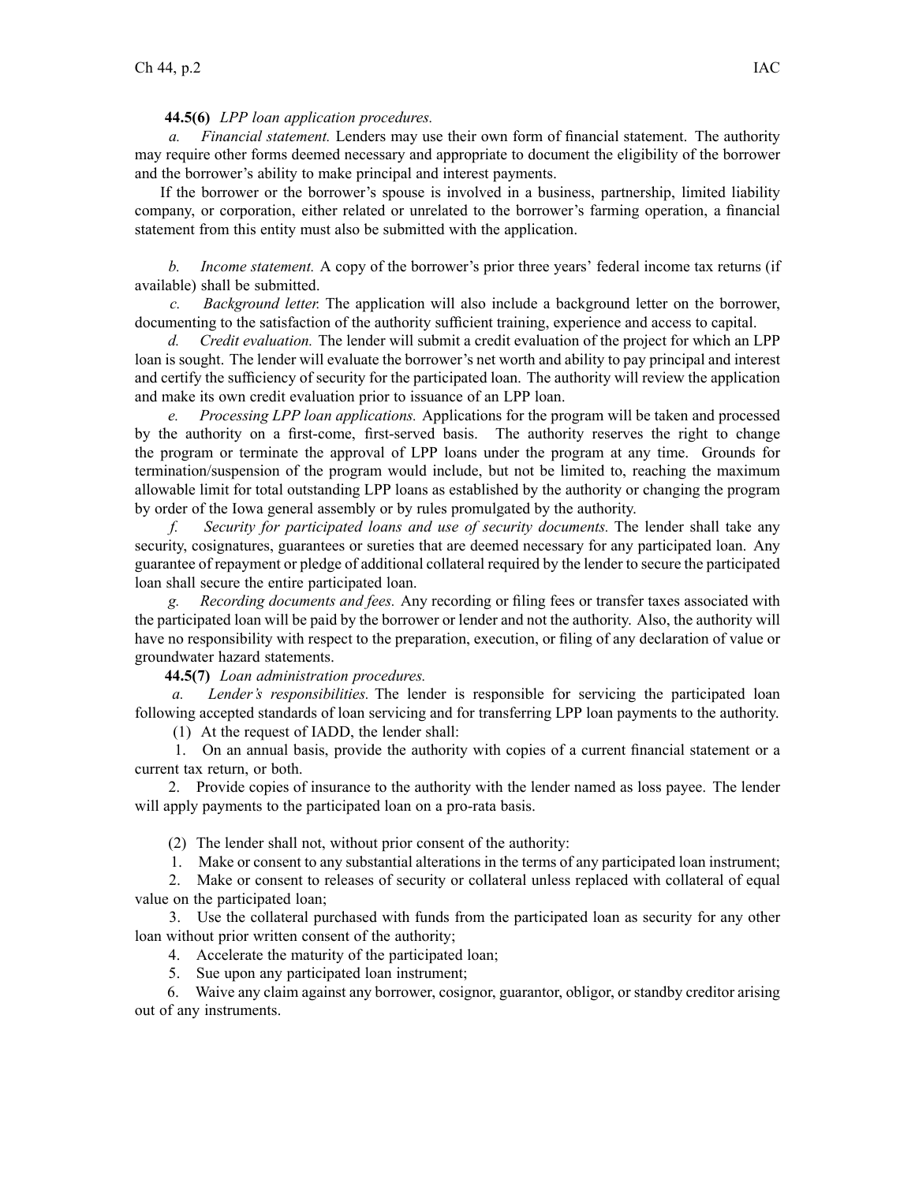**44.5(6)** *LPP loan application procedures.*

*a. Financial statement.* Lenders may use their own form of financial statement. The authority may require other forms deemed necessary and appropriate to document the eligibility of the borrower and the borrower's ability to make principal and interest payments.

If the borrower or the borrower's spouse is involved in a business, partnership, limited liability company, or corporation, either related or unrelated to the borrower's farming operation, a financial statement from this entity must also be submitted with the application.

*b. Income statement.* A copy of the borrower's prior three years' federal income tax returns (if available) shall be submitted.

*c. Background letter.* The application will also include a background letter on the borrower, documenting to the satisfaction of the authority sufficient training, experience and access to capital.

*d. Credit evaluation.* The lender will submit a credit evaluation of the project for which an LPP loan is sought. The lender will evaluate the borrower's net worth and ability to pay principal and interest and certify the sufficiency of security for the participated loan. The authority will review the application and make its own credit evaluation prior to issuance of an LPP loan.

*e. Processing LPP loan applications.* Applications for the program will be taken and processed by the authority on a first-come, first-served basis. The authority reserves the right to change the program or terminate the approval of LPP loans under the program at any time. Grounds for termination/suspension of the program would include, but not be limited to, reaching the maximum allowable limit for total outstanding LPP loans as established by the authority or changing the program by order of the Iowa general assembly or by rules promulgated by the authority.

*f. Security for participated loans and use of security documents.* The lender shall take any security, cosignatures, guarantees or sureties that are deemed necessary for any participated loan. Any guarantee of repayment or pledge of additional collateral required by the lender to secure the participated loan shall secure the entire participated loan.

*g. Recording documents and fees.* Any recording or filing fees or transfer taxes associated with the participated loan will be paid by the borrower or lender and not the authority. Also, the authority will have no responsibility with respect to the preparation, execution, or filing of any declaration of value or groundwater hazard statements.

**44.5(7)** *Loan administration procedures.*

*a. Lender's responsibilities.* The lender is responsible for servicing the participated loan following accepted standards of loan servicing and for transferring LPP loan payments to the authority.

(1) At the request of IADD, the lender shall:

1. On an annual basis, provide the authority with copies of a current financial statement or a current tax return, or both.

2. Provide copies of insurance to the authority with the lender named as loss payee. The lender will apply payments to the participated loan on a pro-rata basis.

(2) The lender shall not, without prior consent of the authority:

1. Make or consent to any substantial alterations in the terms of any participated loan instrument;

2. Make or consent to releases of security or collateral unless replaced with collateral of equal value on the participated loan;

3. Use the collateral purchased with funds from the participated loan as security for any other loan without prior written consent of the authority;

4. Accelerate the maturity of the participated loan;

5. Sue upon any participated loan instrument;

6. Waive any claim against any borrower, cosignor, guarantor, obligor, or standby creditor arising out of any instruments.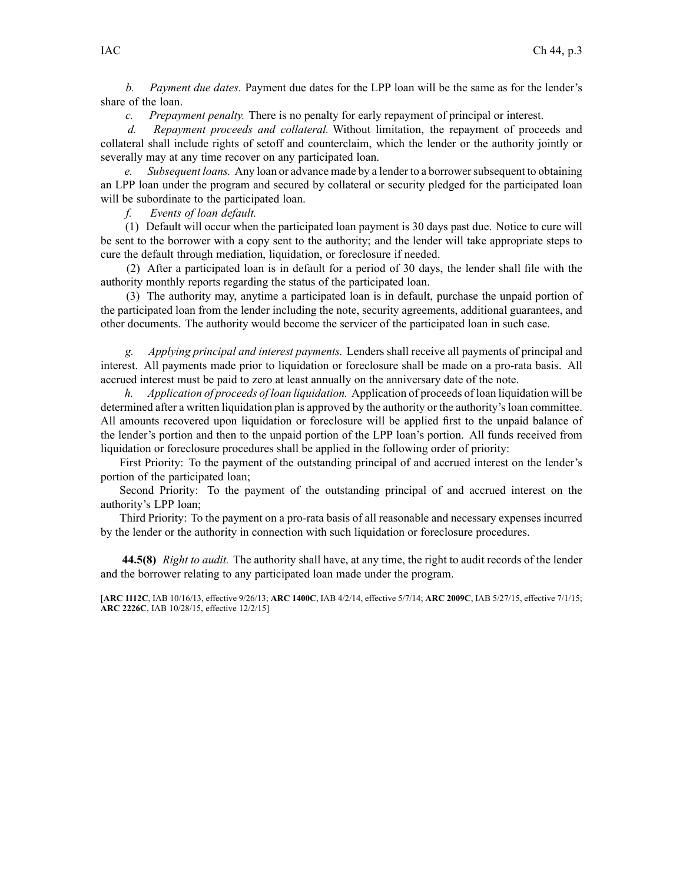*b. Payment due dates.* Payment due dates for the LPP loan will be the same as for the lender's share of the loan.

*c. Prepayment penalty.* There is no penalty for early repayment of principal or interest.

*d. Repayment proceeds and collateral.* Without limitation, the repayment of proceeds and collateral shall include rights of setoff and counterclaim, which the lender or the authority jointly or severally may at any time recover on any participated loan.

*e. Subsequent loans.* Any loan or advance made by a lender to a borrower subsequent to obtaining an LPP loan under the program and secured by collateral or security pledged for the participated loan will be subordinate to the participated loan.

*f. Events of loan default.*

(1) Default will occur when the participated loan payment is 30 days past due. Notice to cure will be sent to the borrower with a copy sent to the authority; and the lender will take appropriate steps to cure the default through mediation, liquidation, or foreclosure if needed.

(2) After a participated loan is in default for a period of 30 days, the lender shall file with the authority monthly reports regarding the status of the participated loan.

(3) The authority may, anytime a participated loan is in default, purchase the unpaid portion of the participated loan from the lender including the note, security agreements, additional guarantees, and other documents. The authority would become the servicer of the participated loan in such case.

*g. Applying principal and interest payments.* Lenders shall receive all payments of principal and interest. All payments made prior to liquidation or foreclosure shall be made on a pro-rata basis. All accrued interest must be paid to zero at least annually on the anniversary date of the note.

*h. Application of proceeds of loan liquidation.* Application of proceeds of loan liquidation will be determined after a written liquidation plan is approved by the authority or the authority's loan committee. All amounts recovered upon liquidation or foreclosure will be applied first to the unpaid balance of the lender's portion and then to the unpaid portion of the LPP loan's portion. All funds received from liquidation or foreclosure procedures shall be applied in the following order of priority:

First Priority: To the payment of the outstanding principal of and accrued interest on the lender's portion of the participated loan;

Second Priority: To the payment of the outstanding principal of and accrued interest on the authority's LPP loan;

Third Priority: To the payment on a pro-rata basis of all reasonable and necessary expenses incurred by the lender or the authority in connection with such liquidation or foreclosure procedures.

**44.5(8)** *Right to audit.* The authority shall have, at any time, the right to audit records of the lender and the borrower relating to any participated loan made under the program.

[**ARC 1112C**, IAB 10/16/13, effective 9/26/13; **ARC 1400C**, IAB 4/2/14, effective 5/7/14; **ARC 2009C**, IAB 5/27/15, effective 7/1/15; **ARC 2226C**, IAB 10/28/15, effective 12/2/15]